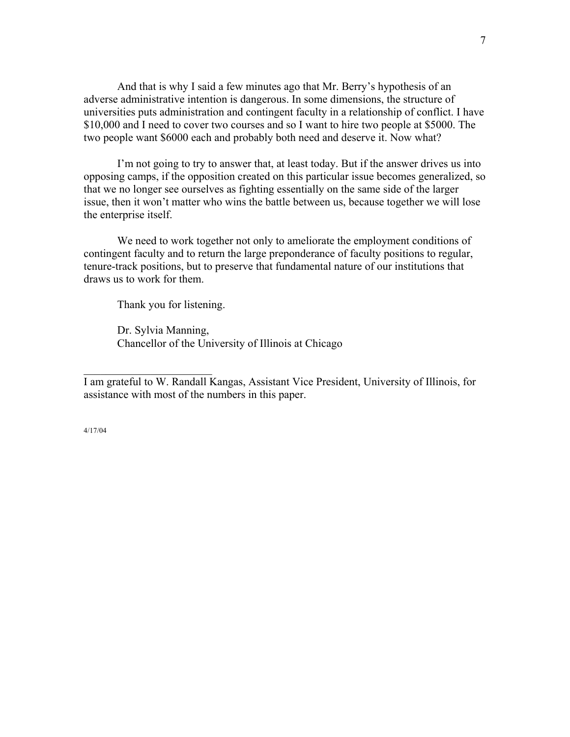And that is why I said a few minutes ago that Mr. Berry's hypothesis of an adverse administrative intention is dangerous. In some dimensions, the structure of universities puts administration and contingent faculty in a relationship of conflict. I have $10,000 and I need to cover two courses and so I want to hire two people at $5000. The two people want $6000 each and probably both need and deserve it. Now what?

I'm not going to try to answer that, at least today. But if the answer drives us into opposing camps, if the opposition created on this particular issue becomes generalized, so that we no longer see ourselves as fighting essentially on the same side of the larger issue, then it won't matter who wins the battle between us, because together we will lose the enterprise itself.

We need to work together not only to ameliorate the employment conditions of contingent faculty and to return the large preponderance of faculty positions to regular, tenure-track positions, but to preserve that fundamental nature of our institutions that draws us to work for them.

Thank you for listening.

Dr. Sylvia Manning,
Chancellor of the University of Illinois at Chicago

---

I am grateful to W. Randall Kangas, Assistant Vice President, University of Illinois, for assistance with most of the numbers in this paper.

4/17/04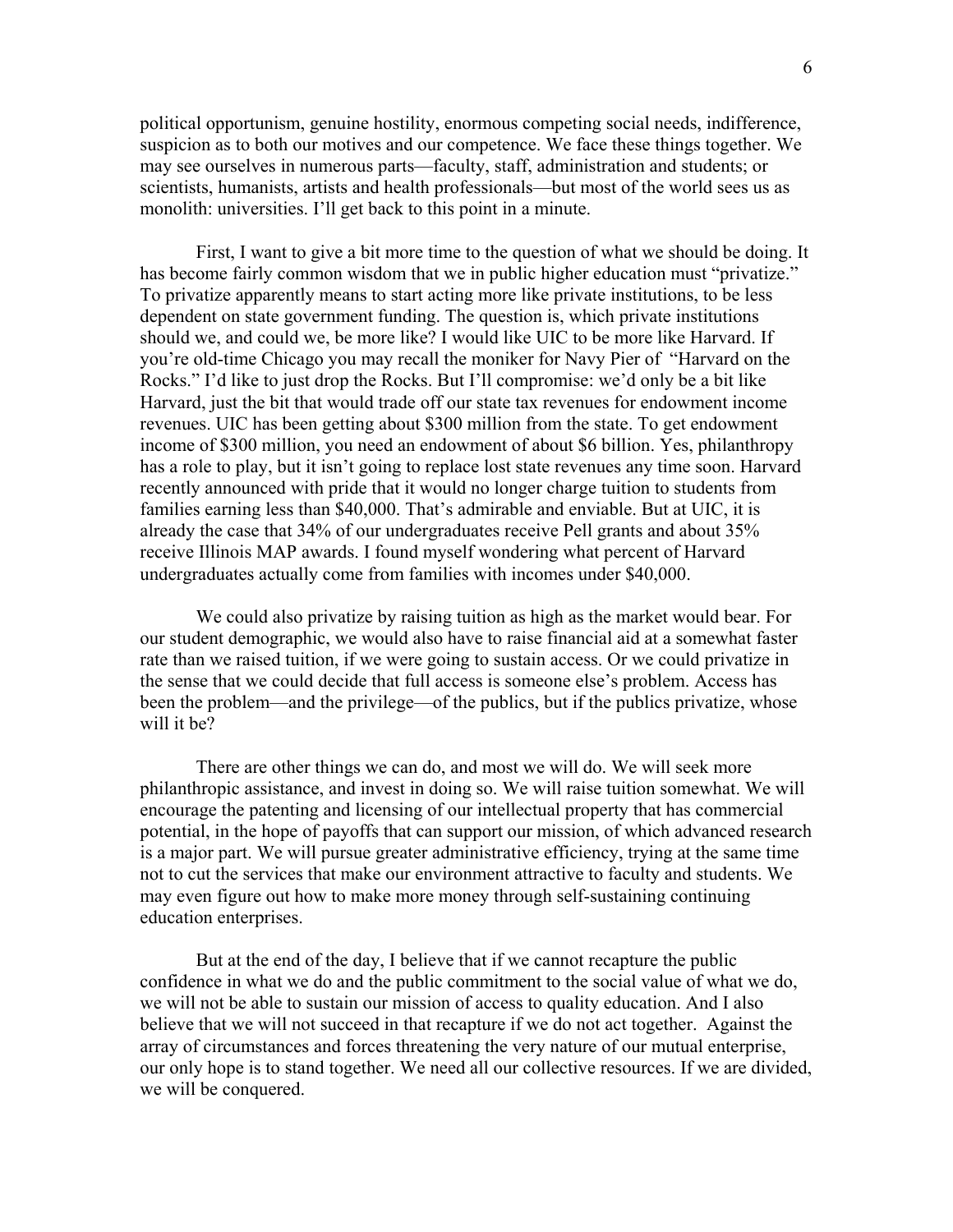political opportunism, genuine hostility, enormous competing social needs, indifference, suspicion as to both our motives and our competence. We face these things together. We may see ourselves in numerous parts—faculty, staff, administration and students; or scientists, humanists, artists and health professionals—but most of the world sees us as monolith: universities. I'll get back to this point in a minute.

First, I want to give a bit more time to the question of what we should be doing. It has become fairly common wisdom that we in public higher education must "privatize." To privatize apparently means to start acting more like private institutions, to be less dependent on state government funding. The question is, which private institutions should we, and could we, be more like? I would like UIC to be more like Harvard. If you're old-time Chicago you may recall the moniker for Navy Pier of "Harvard on the Rocks." I'd like to just drop the Rocks. But I'll compromise: we'd only be a bit like Harvard, just the bit that would trade off our state tax revenues for endowment income revenues. UIC has been getting about $300 million from the state. To get endowment income of $300 million, you need an endowment of about $6 billion. Yes, philanthropy has a role to play, but it isn't going to replace lost state revenues any time soon. Harvard recently announced with pride that it would no longer charge tuition to students from families earning less than $40,000. That's admirable and enviable. But at UIC, it is already the case that 34% of our undergraduates receive Pell grants and about 35% receive Illinois MAP awards. I found myself wondering what percent of Harvard undergraduates actually come from families with incomes under $40,000.

We could also privatize by raising tuition as high as the market would bear. For our student demographic, we would also have to raise financial aid at a somewhat faster rate than we raised tuition, if we were going to sustain access. Or we could privatize in the sense that we could decide that full access is someone else's problem. Access has been the problem—and the privilege—of the publics, but if the publics privatize, whose will it be?

There are other things we can do, and most we will do. We will seek more philanthropic assistance, and invest in doing so. We will raise tuition somewhat. We will encourage the patenting and licensing of our intellectual property that has commercial potential, in the hope of payoffs that can support our mission, of which advanced research is a major part. We will pursue greater administrative efficiency, trying at the same time not to cut the services that make our environment attractive to faculty and students. We may even figure out how to make more money through self-sustaining continuing education enterprises.

But at the end of the day, I believe that if we cannot recapture the public confidence in what we do and the public commitment to the social value of what we do, we will not be able to sustain our mission of access to quality education. And I also believe that we will not succeed in that recapture if we do not act together. Against the array of circumstances and forces threatening the very nature of our mutual enterprise, our only hope is to stand together. We need all our collective resources. If we are divided, we will be conquered.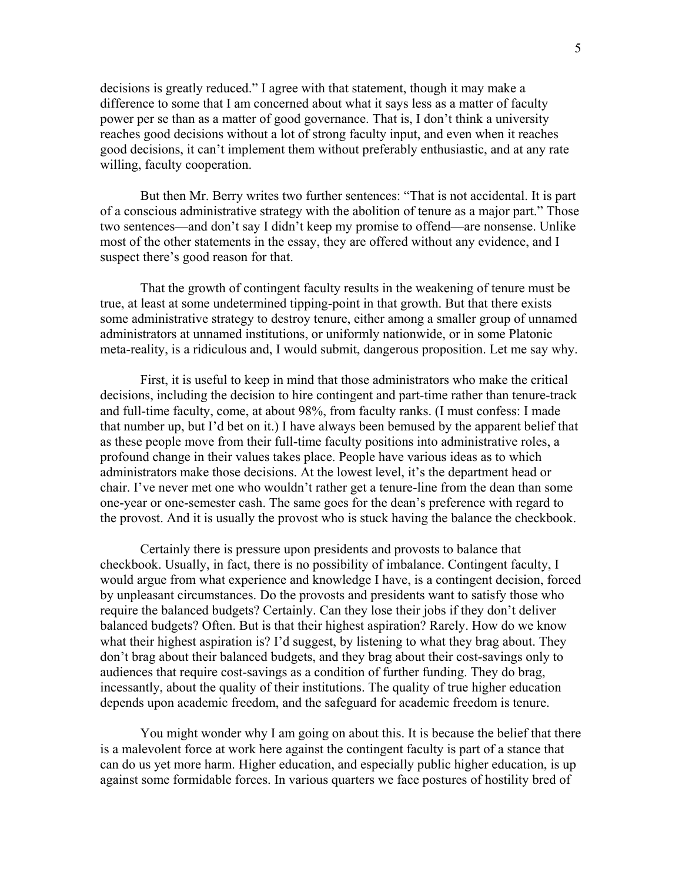decisions is greatly reduced." I agree with that statement, though it may make a difference to some that I am concerned about what it says less as a matter of faculty power per se than as a matter of good governance. That is, I don't think a university reaches good decisions without a lot of strong faculty input, and even when it reaches good decisions, it can't implement them without preferably enthusiastic, and at any rate willing, faculty cooperation.

But then Mr. Berry writes two further sentences: "That is not accidental. It is part of a conscious administrative strategy with the abolition of tenure as a major part." Those two sentences—and don't say I didn't keep my promise to offend—are nonsense. Unlike most of the other statements in the essay, they are offered without any evidence, and I suspect there's good reason for that.

That the growth of contingent faculty results in the weakening of tenure must be true, at least at some undetermined tipping-point in that growth. But that there exists some administrative strategy to destroy tenure, either among a smaller group of unnamed administrators at unnamed institutions, or uniformly nationwide, or in some Platonic meta-reality, is a ridiculous and, I would submit, dangerous proposition. Let me say why.

First, it is useful to keep in mind that those administrators who make the critical decisions, including the decision to hire contingent and part-time rather than tenure-track and full-time faculty, come, at about 98%, from faculty ranks. (I must confess: I made that number up, but I'd bet on it.) I have always been bemused by the apparent belief that as these people move from their full-time faculty positions into administrative roles, a profound change in their values takes place. People have various ideas as to which administrators make those decisions. At the lowest level, it's the department head or chair. I've never met one who wouldn't rather get a tenure-line from the dean than some one-year or one-semester cash. The same goes for the dean's preference with regard to the provost. And it is usually the provost who is stuck having the balance the checkbook.

Certainly there is pressure upon presidents and provosts to balance that checkbook. Usually, in fact, there is no possibility of imbalance. Contingent faculty, I would argue from what experience and knowledge I have, is a contingent decision, forced by unpleasant circumstances. Do the provosts and presidents want to satisfy those who require the balanced budgets? Certainly. Can they lose their jobs if they don't deliver balanced budgets? Often. But is that their highest aspiration? Rarely. How do we know what their highest aspiration is? I'd suggest, by listening to what they brag about. They don't brag about their balanced budgets, and they brag about their cost-savings only to audiences that require cost-savings as a condition of further funding. They do brag, incessantly, about the quality of their institutions. The quality of true higher education depends upon academic freedom, and the safeguard for academic freedom is tenure.

You might wonder why I am going on about this. It is because the belief that there is a malevolent force at work here against the contingent faculty is part of a stance that can do us yet more harm. Higher education, and especially public higher education, is up against some formidable forces. In various quarters we face postures of hostility bred of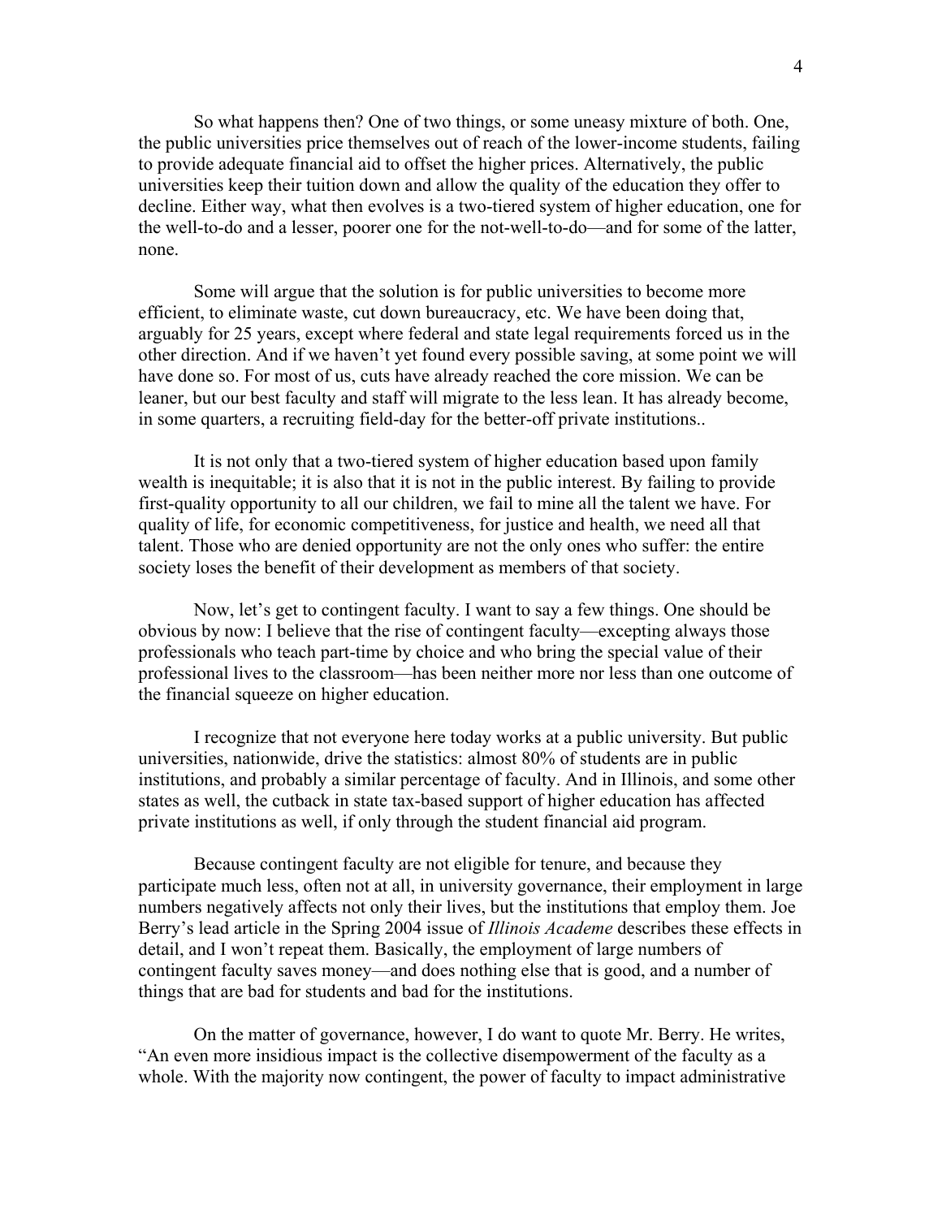So what happens then? One of two things, or some uneasy mixture of both. One, the public universities price themselves out of reach of the lower-income students, failing to provide adequate financial aid to offset the higher prices. Alternatively, the public universities keep their tuition down and allow the quality of the education they offer to decline. Either way, what then evolves is a two-tiered system of higher education, one for the well-to-do and a lesser, poorer one for the not-well-to-do—and for some of the latter, none.

Some will argue that the solution is for public universities to become more efficient, to eliminate waste, cut down bureaucracy, etc. We have been doing that, arguably for 25 years, except where federal and state legal requirements forced us in the other direction. And if we haven't yet found every possible saving, at some point we will have done so. For most of us, cuts have already reached the core mission. We can be leaner, but our best faculty and staff will migrate to the less lean. It has already become, in some quarters, a recruiting field-day for the better-off private institutions..

It is not only that a two-tiered system of higher education based upon family wealth is inequitable; it is also that it is not in the public interest. By failing to provide first-quality opportunity to all our children, we fail to mine all the talent we have. For quality of life, for economic competitiveness, for justice and health, we need all that talent. Those who are denied opportunity are not the only ones who suffer: the entire society loses the benefit of their development as members of that society.

Now, let's get to contingent faculty. I want to say a few things. One should be obvious by now: I believe that the rise of contingent faculty—excepting always those professionals who teach part-time by choice and who bring the special value of their professional lives to the classroom—has been neither more nor less than one outcome of the financial squeeze on higher education.

I recognize that not everyone here today works at a public university. But public universities, nationwide, drive the statistics: almost 80% of students are in public institutions, and probably a similar percentage of faculty. And in Illinois, and some other states as well, the cutback in state tax-based support of higher education has affected private institutions as well, if only through the student financial aid program.

Because contingent faculty are not eligible for tenure, and because they participate much less, often not at all, in university governance, their employment in large numbers negatively affects not only their lives, but the institutions that employ them. Joe Berry's lead article in the Spring 2004 issue of *Illinois Academe* describes these effects in detail, and I won't repeat them. Basically, the employment of large numbers of contingent faculty saves money—and does nothing else that is good, and a number of things that are bad for students and bad for the institutions.

On the matter of governance, however, I do want to quote Mr. Berry. He writes, "An even more insidious impact is the collective disempowerment of the faculty as a whole. With the majority now contingent, the power of faculty to impact administrative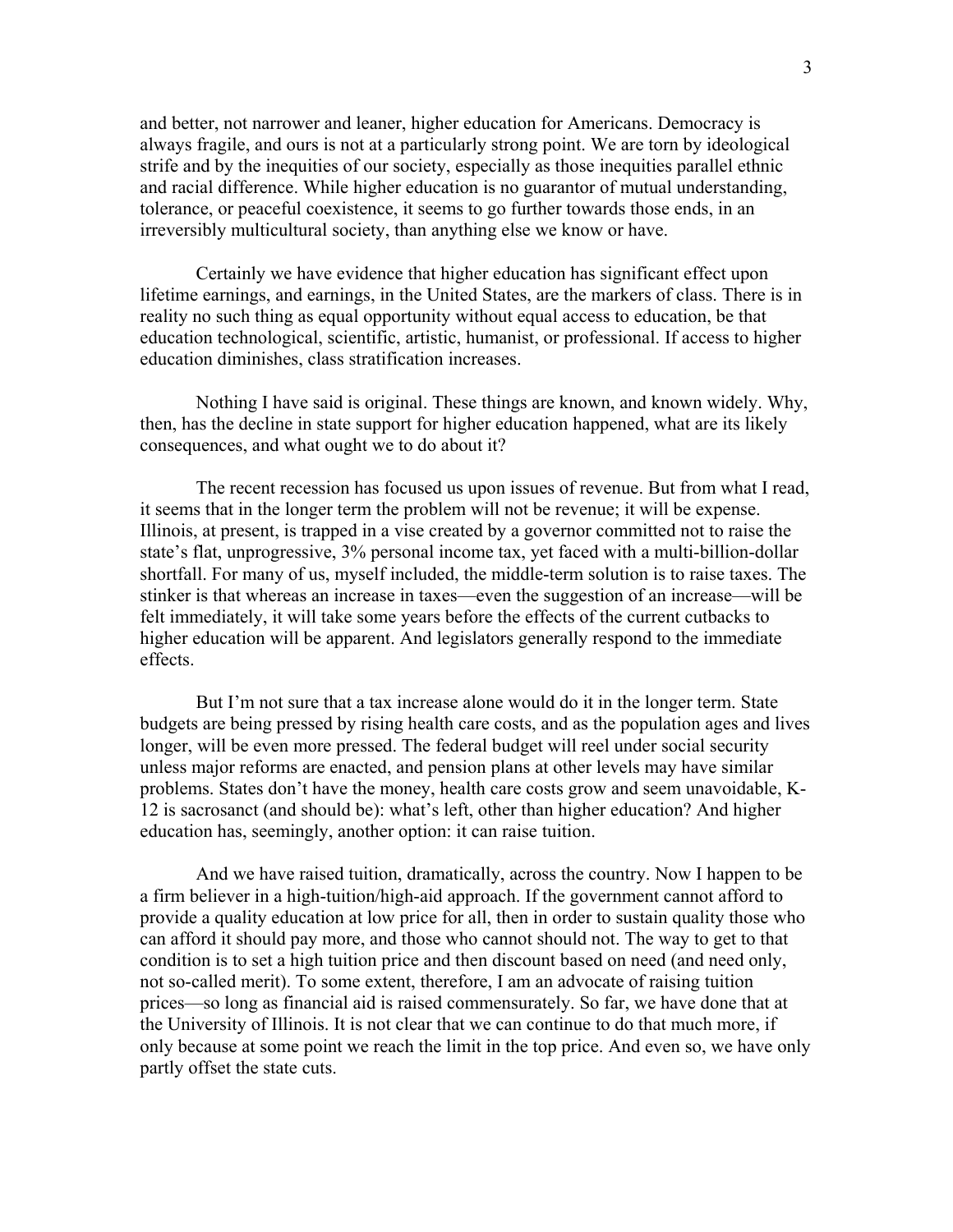and better, not narrower and leaner, higher education for Americans. Democracy is always fragile, and ours is not at a particularly strong point. We are torn by ideological strife and by the inequities of our society, especially as those inequities parallel ethnic and racial difference. While higher education is no guarantor of mutual understanding, tolerance, or peaceful coexistence, it seems to go further towards those ends, in an irreversibly multicultural society, than anything else we know or have.

Certainly we have evidence that higher education has significant effect upon lifetime earnings, and earnings, in the United States, are the markers of class. There is in reality no such thing as equal opportunity without equal access to education, be that education technological, scientific, artistic, humanist, or professional. If access to higher education diminishes, class stratification increases.

Nothing I have said is original. These things are known, and known widely. Why, then, has the decline in state support for higher education happened, what are its likely consequences, and what ought we to do about it?

The recent recession has focused us upon issues of revenue. But from what I read, it seems that in the longer term the problem will not be revenue; it will be expense. Illinois, at present, is trapped in a vise created by a governor committed not to raise the state's flat, unprogressive, 3% personal income tax, yet faced with a multi-billion-dollar shortfall. For many of us, myself included, the middle-term solution is to raise taxes. The stinker is that whereas an increase in taxes—even the suggestion of an increase—will be felt immediately, it will take some years before the effects of the current cutbacks to higher education will be apparent. And legislators generally respond to the immediate effects.

But I'm not sure that a tax increase alone would do it in the longer term. State budgets are being pressed by rising health care costs, and as the population ages and lives longer, will be even more pressed. The federal budget will reel under social security unless major reforms are enacted, and pension plans at other levels may have similar problems. States don't have the money, health care costs grow and seem unavoidable, K-12 is sacrosanct (and should be): what's left, other than higher education? And higher education has, seemingly, another option: it can raise tuition.

And we have raised tuition, dramatically, across the country. Now I happen to be a firm believer in a high-tuition/high-aid approach. If the government cannot afford to provide a quality education at low price for all, then in order to sustain quality those who can afford it should pay more, and those who cannot should not. The way to get to that condition is to set a high tuition price and then discount based on need (and need only, not so-called merit). To some extent, therefore, I am an advocate of raising tuition prices—so long as financial aid is raised commensurately. So far, we have done that at the University of Illinois. It is not clear that we can continue to do that much more, if only because at some point we reach the limit in the top price. And even so, we have only partly offset the state cuts.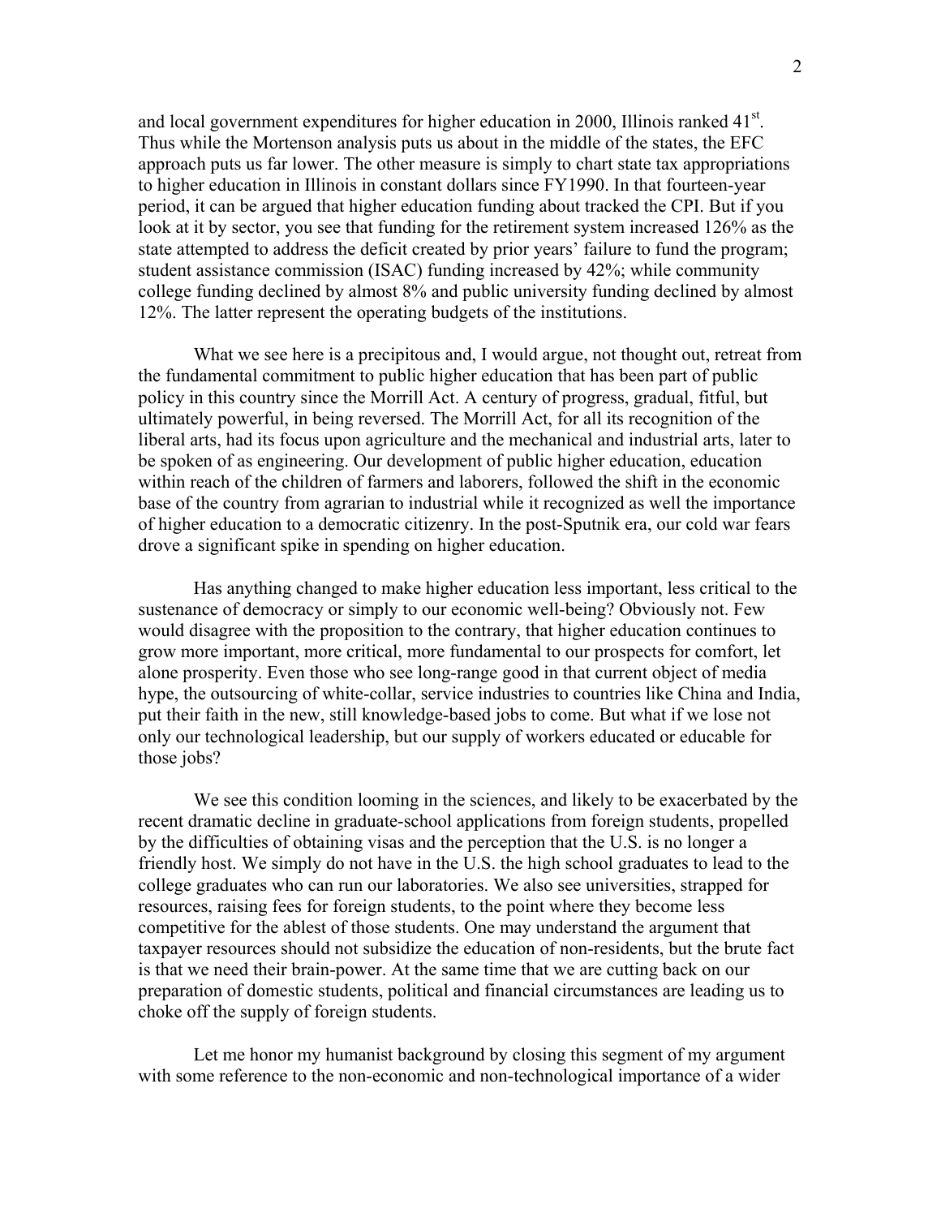and local government expenditures for higher education in 2000, Illinois ranked 41st. Thus while the Mortenson analysis puts us about in the middle of the states, the EFC approach puts us far lower. The other measure is simply to chart state tax appropriations to higher education in Illinois in constant dollars since FY1990. In that fourteen-year period, it can be argued that higher education funding about tracked the CPI. But if you look at it by sector, you see that funding for the retirement system increased 126% as the state attempted to address the deficit created by prior years' failure to fund the program; student assistance commission (ISAC) funding increased by 42%; while community college funding declined by almost 8% and public university funding declined by almost 12%. The latter represent the operating budgets of the institutions.

What we see here is a precipitous and, I would argue, not thought out, retreat from the fundamental commitment to public higher education that has been part of public policy in this country since the Morrill Act. A century of progress, gradual, fitful, but ultimately powerful, in being reversed. The Morrill Act, for all its recognition of the liberal arts, had its focus upon agriculture and the mechanical and industrial arts, later to be spoken of as engineering. Our development of public higher education, education within reach of the children of farmers and laborers, followed the shift in the economic base of the country from agrarian to industrial while it recognized as well the importance of higher education to a democratic citizenry. In the post-Sputnik era, our cold war fears drove a significant spike in spending on higher education.

Has anything changed to make higher education less important, less critical to the sustenance of democracy or simply to our economic well-being? Obviously not. Few would disagree with the proposition to the contrary, that higher education continues to grow more important, more critical, more fundamental to our prospects for comfort, let alone prosperity. Even those who see long-range good in that current object of media hype, the outsourcing of white-collar, service industries to countries like China and India, put their faith in the new, still knowledge-based jobs to come. But what if we lose not only our technological leadership, but our supply of workers educated or educable for those jobs?

We see this condition looming in the sciences, and likely to be exacerbated by the recent dramatic decline in graduate-school applications from foreign students, propelled by the difficulties of obtaining visas and the perception that the U.S. is no longer a friendly host. We simply do not have in the U.S. the high school graduates to lead to the college graduates who can run our laboratories. We also see universities, strapped for resources, raising fees for foreign students, to the point where they become less competitive for the ablest of those students. One may understand the argument that taxpayer resources should not subsidize the education of non-residents, but the brute fact is that we need their brain-power. At the same time that we are cutting back on our preparation of domestic students, political and financial circumstances are leading us to choke off the supply of foreign students.

Let me honor my humanist background by closing this segment of my argument with some reference to the non-economic and non-technological importance of a wider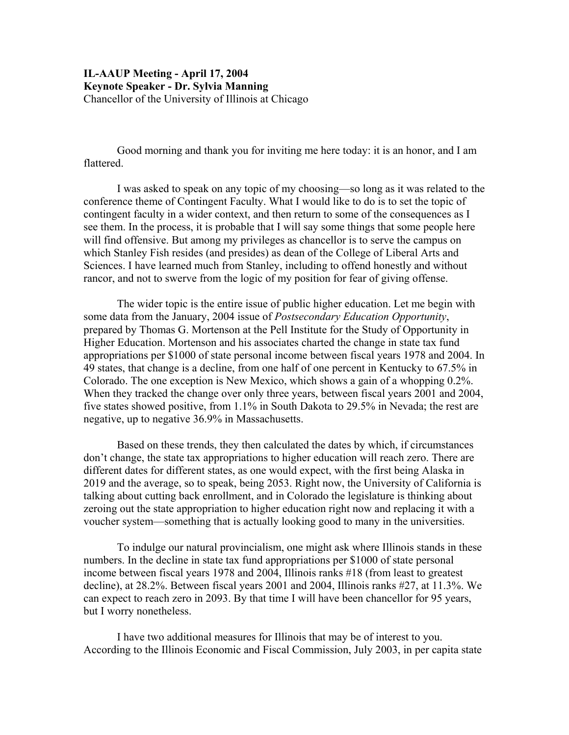**IL-AAUP Meeting - April 17, 2004**
**Keynote Speaker - Dr. Sylvia Manning**
Chancellor of the University of Illinois at Chicago

Good morning and thank you for inviting me here today: it is an honor, and I am flattered.

I was asked to speak on any topic of my choosing—so long as it was related to the conference theme of Contingent Faculty. What I would like to do is to set the topic of contingent faculty in a wider context, and then return to some of the consequences as I see them. In the process, it is probable that I will say some things that some people here will find offensive. But among my privileges as chancellor is to serve the campus on which Stanley Fish resides (and presides) as dean of the College of Liberal Arts and Sciences. I have learned much from Stanley, including to offend honestly and without rancor, and not to swerve from the logic of my position for fear of giving offense.

The wider topic is the entire issue of public higher education. Let me begin with some data from the January, 2004 issue of *Postsecondary Education Opportunity*, prepared by Thomas G. Mortenson at the Pell Institute for the Study of Opportunity in Higher Education. Mortenson and his associates charted the change in state tax fund appropriations per $1000 of state personal income between fiscal years 1978 and 2004. In 49 states, that change is a decline, from one half of one percent in Kentucky to 67.5% in Colorado. The one exception is New Mexico, which shows a gain of a whopping 0.2%. When they tracked the change over only three years, between fiscal years 2001 and 2004, five states showed positive, from 1.1% in South Dakota to 29.5% in Nevada; the rest are negative, up to negative 36.9% in Massachusetts.

Based on these trends, they then calculated the dates by which, if circumstances don't change, the state tax appropriations to higher education will reach zero. There are different dates for different states, as one would expect, with the first being Alaska in 2019 and the average, so to speak, being 2053. Right now, the University of California is talking about cutting back enrollment, and in Colorado the legislature is thinking about zeroing out the state appropriation to higher education right now and replacing it with a voucher system—something that is actually looking good to many in the universities.

To indulge our natural provincialism, one might ask where Illinois stands in these numbers. In the decline in state tax fund appropriations per $1000 of state personal income between fiscal years 1978 and 2004, Illinois ranks #18 (from least to greatest decline), at 28.2%. Between fiscal years 2001 and 2004, Illinois ranks #27, at 11.3%. We can expect to reach zero in 2093. By that time I will have been chancellor for 95 years, but I worry nonetheless.

I have two additional measures for Illinois that may be of interest to you. According to the Illinois Economic and Fiscal Commission, July 2003, in per capita state